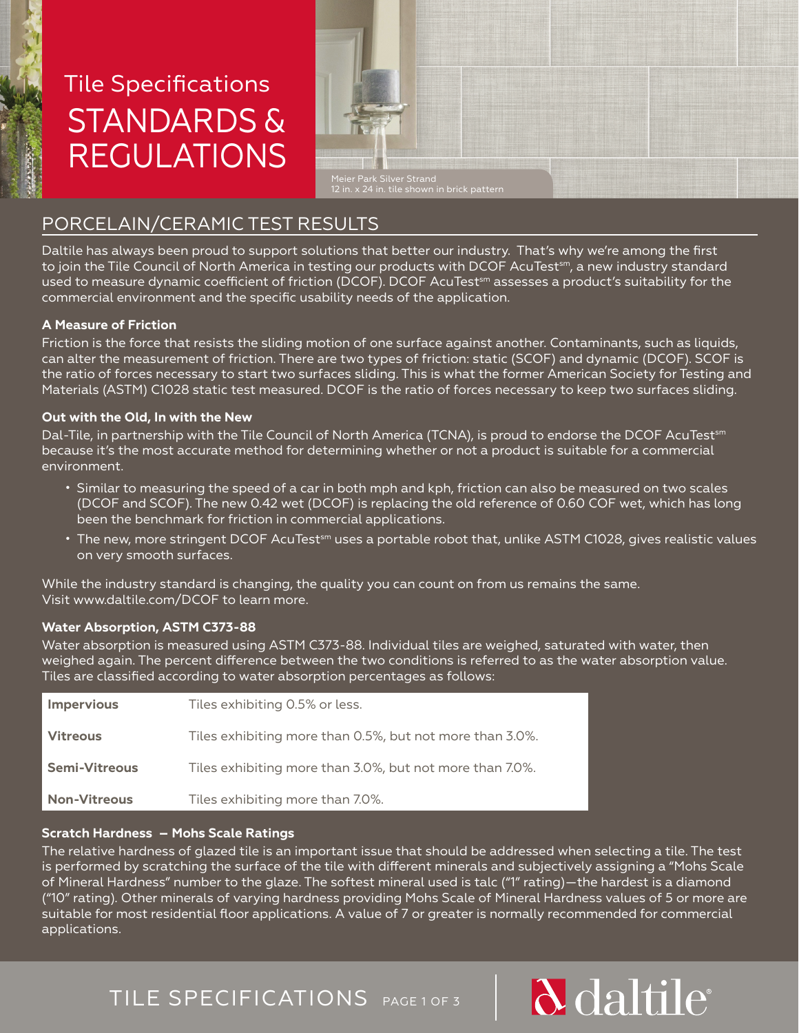# Tile Specifications
# STANDARDS & REGULATIONS

Meier Park Silver Strand
12 in. x 24 in. tile shown in brick pattern

## PORCELAIN/CERAMIC TEST RESULTS

Daltile has always been proud to support solutions that better our industry. That's why we're among the first to join the Tile Council of North America in testing our products with DCOF AcuTest℠, a new industry standard used to measure dynamic coefficient of friction (DCOF). DCOF AcuTest℠ assesses a product's suitability for the commercial environment and the specific usability needs of the application.

### A Measure of Friction

Friction is the force that resists the sliding motion of one surface against another. Contaminants, such as liquids, can alter the measurement of friction. There are two types of friction: static (SCOF) and dynamic (DCOF). SCOF is the ratio of forces necessary to start two surfaces sliding. This is what the former American Society for Testing and Materials (ASTM) C1028 static test measured. DCOF is the ratio of forces necessary to keep two surfaces sliding.

### Out with the Old, In with the New

Dal-Tile, in partnership with the Tile Council of North America (TCNA), is proud to endorse the DCOF AcuTest℠ because it's the most accurate method for determining whether or not a product is suitable for a commercial environment.

- Similar to measuring the speed of a car in both mph and kph, friction can also be measured on two scales (DCOF and SCOF). The new 0.42 wet (DCOF) is replacing the old reference of 0.60 COF wet, which has long been the benchmark for friction in commercial applications.
- The new, more stringent DCOF AcuTest℠ uses a portable robot that, unlike ASTM C1028, gives realistic values on very smooth surfaces.

While the industry standard is changing, the quality you can count on from us remains the same.
Visit www.daltile.com/DCOF to learn more.

### Water Absorption, ASTM C373-88

Water absorption is measured using ASTM C373-88. Individual tiles are weighed, saturated with water, then weighed again. The percent difference between the two conditions is referred to as the water absorption value. Tiles are classified according to water absorption percentages as follows:

| Classification | Water Absorption |
|---|---|
| **Impervious** | Tiles exhibiting 0.5% or less. |
| **Vitreous** | Tiles exhibiting more than 0.5%, but not more than 3.0%. |
| **Semi-Vitreous** | Tiles exhibiting more than 3.0%, but not more than 7.0%. |
| **Non-Vitreous** | Tiles exhibiting more than 7.0%. |

### Scratch Hardness – Mohs Scale Ratings

The relative hardness of glazed tile is an important issue that should be addressed when selecting a tile. The test is performed by scratching the surface of the tile with different minerals and subjectively assigning a "Mohs Scale of Mineral Hardness" number to the glaze. The softest mineral used is talc ("1" rating)—the hardest is a diamond ("10" rating). Other minerals of varying hardness providing Mohs Scale of Mineral Hardness values of 5 or more are suitable for most residential floor applications. A value of 7 or greater is normally recommended for commercial applications.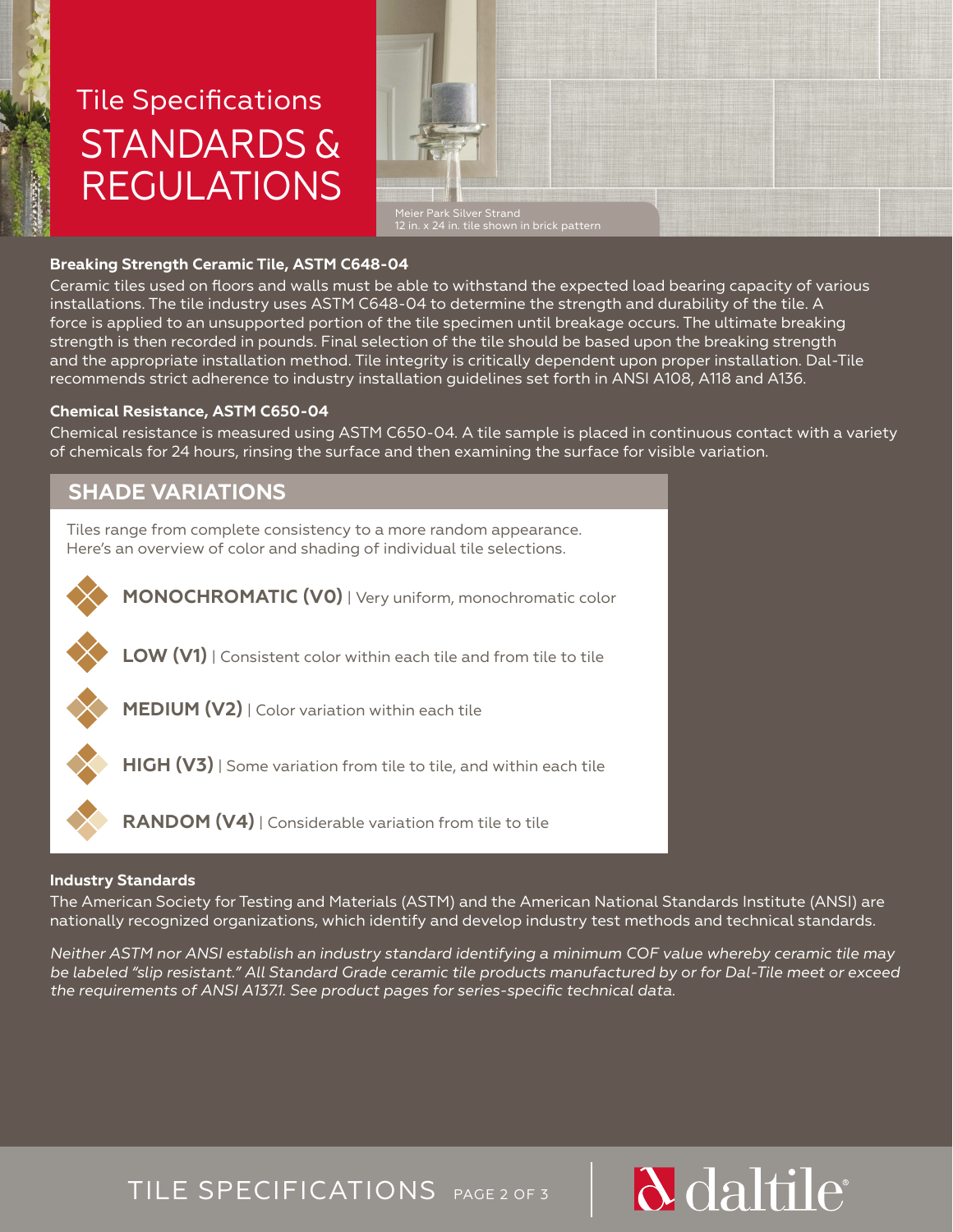# Tile Specifications

# STANDARDS & REGULATIONS

Meier Park Silver Strand
12 in. x 24 in. tile shown in brick pattern

**Breaking Strength Ceramic Tile, ASTM C648-04**

Ceramic tiles used on floors and walls must be able to withstand the expected load bearing capacity of various installations. The tile industry uses ASTM C648-04 to determine the strength and durability of the tile. A force is applied to an unsupported portion of the tile specimen until breakage occurs. The ultimate breaking strength is then recorded in pounds. Final selection of the tile should be based upon the breaking strength and the appropriate installation method. Tile integrity is critically dependent upon proper installation. Dal-Tile recommends strict adherence to industry installation guidelines set forth in ANSI A108, A118 and A136.

**Chemical Resistance, ASTM C650-04**

Chemical resistance is measured using ASTM C650-04. A tile sample is placed in continuous contact with a variety of chemicals for 24 hours, rinsing the surface and then examining the surface for visible variation.

## SHADE VARIATIONS

Tiles range from complete consistency to a more random appearance. Here's an overview of color and shading of individual tile selections.

- **MONOCHROMATIC (V0)** | Very uniform, monochromatic color
- **LOW (V1)** | Consistent color within each tile and from tile to tile
- **MEDIUM (V2)** | Color variation within each tile
- **HIGH (V3)** | Some variation from tile to tile, and within each tile
- **RANDOM (V4)** | Considerable variation from tile to tile

**Industry Standards**

The American Society for Testing and Materials (ASTM) and the American National Standards Institute (ANSI) are nationally recognized organizations, which identify and develop industry test methods and technical standards.

*Neither ASTM nor ANSI establish an industry standard identifying a minimum COF value whereby ceramic tile may be labeled "slip resistant." All Standard Grade ceramic tile products manufactured by or for Dal-Tile meet or exceed the requirements of ANSI A137.1. See product pages for series-specific technical data.*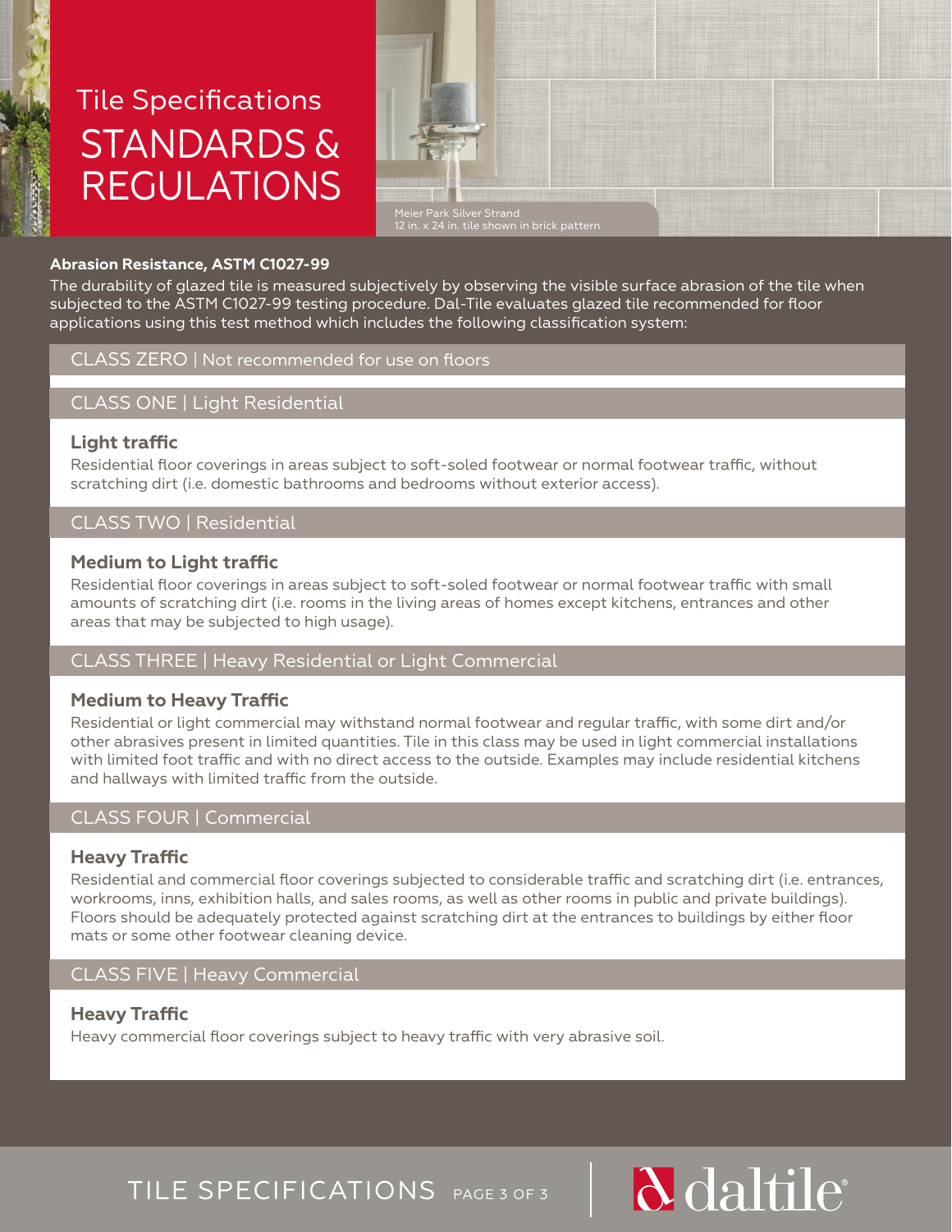# Tile Specifications STANDARDS & REGULATIONS

Meier Park Silver Strand
12 in. x 24 in. tile shown in brick pattern

**Abrasion Resistance, ASTM C1027-99**

The durability of glazed tile is measured subjectively by observing the visible surface abrasion of the tile when subjected to the ASTM C1027-99 testing procedure. Dal-Tile evaluates glazed tile recommended for floor applications using this test method which includes the following classification system:

## CLASS ZERO | Not recommended for use on floors

## CLASS ONE | Light Residential

**Light traffic**

Residential floor coverings in areas subject to soft-soled footwear or normal footwear traffic, without scratching dirt (i.e. domestic bathrooms and bedrooms without exterior access).

## CLASS TWO | Residential

**Medium to Light traffic**

Residential floor coverings in areas subject to soft-soled footwear or normal footwear traffic with small amounts of scratching dirt (i.e. rooms in the living areas of homes except kitchens, entrances and other areas that may be subjected to high usage).

## CLASS THREE | Heavy Residential or Light Commercial

**Medium to Heavy Traffic**

Residential or light commercial may withstand normal footwear and regular traffic, with some dirt and/or other abrasives present in limited quantities. Tile in this class may be used in light commercial installations with limited foot traffic and with no direct access to the outside. Examples may include residential kitchens and hallways with limited traffic from the outside.

## CLASS FOUR | Commercial

**Heavy Traffic**

Residential and commercial floor coverings subjected to considerable traffic and scratching dirt (i.e. entrances, workrooms, inns, exhibition halls, and sales rooms, as well as other rooms in public and private buildings). Floors should be adequately protected against scratching dirt at the entrances to buildings by either floor mats or some other footwear cleaning device.

## CLASS FIVE | Heavy Commercial

**Heavy Traffic**

Heavy commercial floor coverings subject to heavy traffic with very abrasive soil.